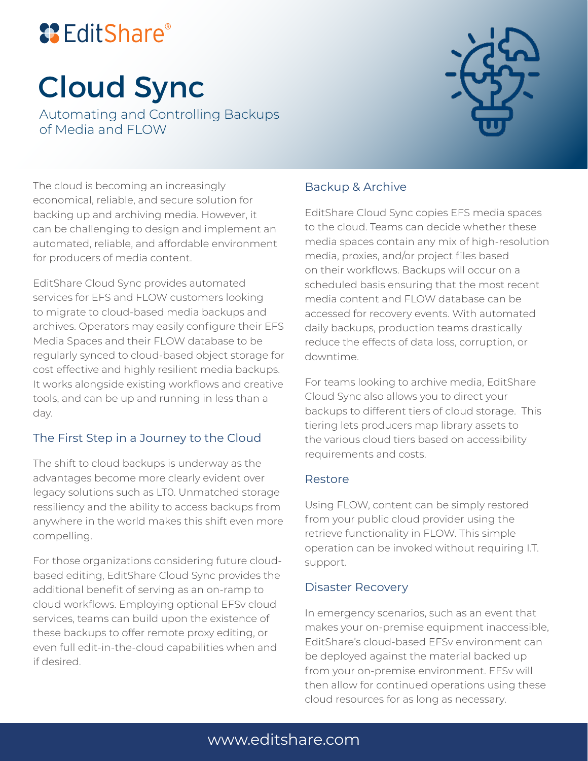EditShare®

# Cloud Sync

Automating and Controlling Backups of Media and FLOW

The cloud is becoming an increasingly economical, reliable, and secure solution for backing up and archiving media. However, it can be challenging to design and implement an automated, reliable, and affordable environment for producers of media content.

EditShare Cloud Sync provides automated services for EFS and FLOW customers looking to migrate to cloud-based media backups and archives. Operators may easily configure their EFS Media Spaces and their FLOW database to be regularly synced to cloud-based object storage for cost effective and highly resilient media backups. It works alongside existing workflows and creative tools, and can be up and running in less than a day.

## The First Step in a Journey to the Cloud

The shift to cloud backups is underway as the advantages become more clearly evident over legacy solutions such as LT0. Unmatched storage ressiliency and the ability to access backups from anywhere in the world makes this shift even more compelling.

For those organizations considering future cloud-based editing, EditShare Cloud Sync provides the additional benefit of serving as an on-ramp to cloud workflows. Employing optional EFSv cloud services, teams can build upon the existence of these backups to offer remote proxy editing, or even full edit-in-the-cloud capabilities when and if desired.

## Backup & Archive

EditShare Cloud Sync copies EFS media spaces to the cloud. Teams can decide whether these media spaces contain any mix of high-resolution media, proxies, and/or project files based on their workflows. Backups will occur on a scheduled basis ensuring that the most recent media content and FLOW database can be accessed for recovery events. With automated daily backups, production teams drastically reduce the effects of data loss, corruption, or downtime.

For teams looking to archive media, EditShare Cloud Sync also allows you to direct your backups to different tiers of cloud storage. This tiering lets producers map library assets to the various cloud tiers based on accessibility requirements and costs.

## Restore

Using FLOW, content can be simply restored from your public cloud provider using the retrieve functionality in FLOW. This simple operation can be invoked without requiring I.T. support.

## Disaster Recovery

In emergency scenarios, such as an event that makes your on-premise equipment inaccessible, EditShare's cloud-based EFSv environment can be deployed against the material backed up from your on-premise environment. EFSv will then allow for continued operations using these cloud resources for as long as necessary.

www.editshare.com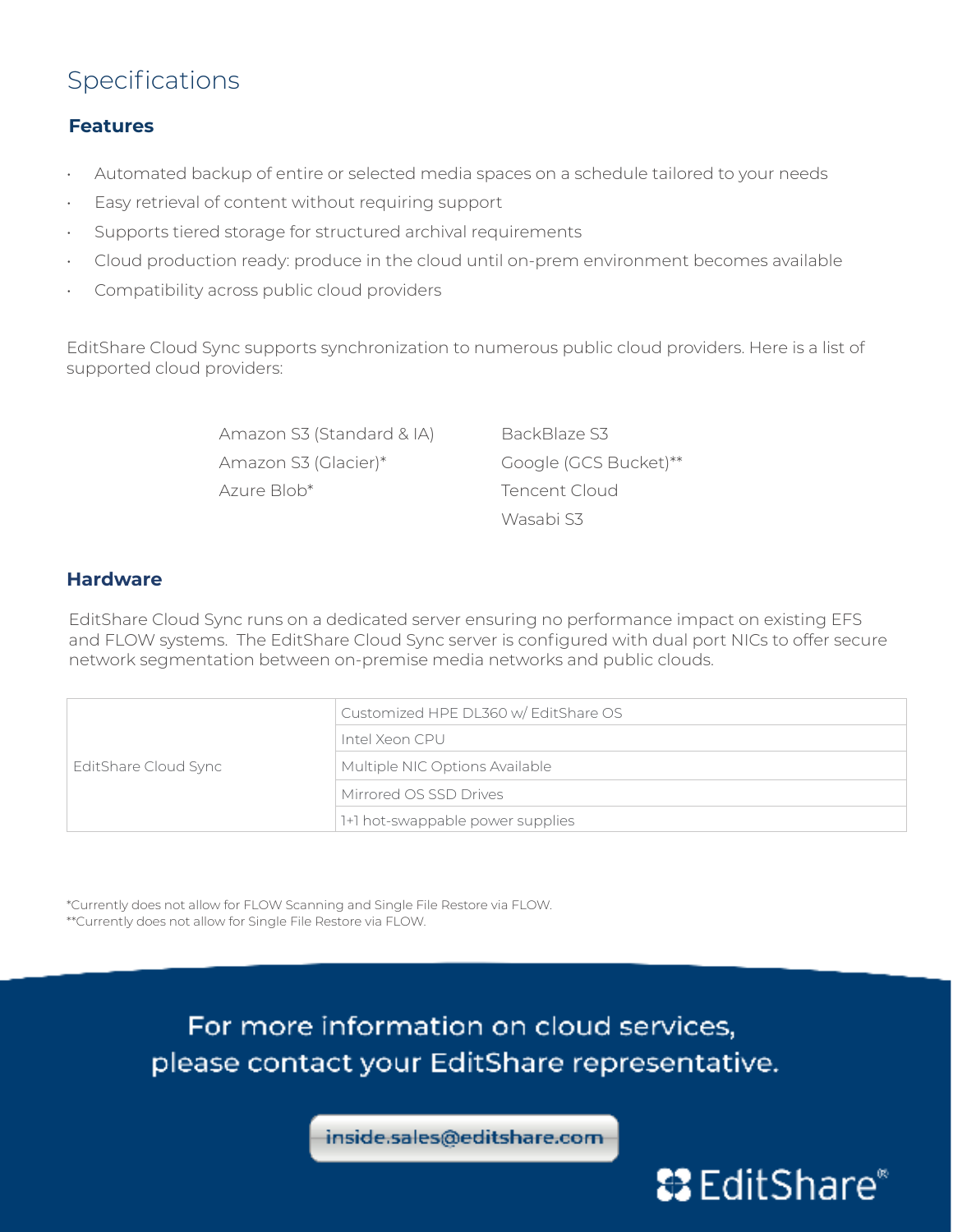# Specifications

## Features

- Automated backup of entire or selected media spaces on a schedule tailored to your needs
- Easy retrieval of content without requiring support
- Supports tiered storage for structured archival requirements
- Cloud production ready: produce in the cloud until on-prem environment becomes available
- Compatibility across public cloud providers

EditShare Cloud Sync supports synchronization to numerous public cloud providers. Here is a list of supported cloud providers:

Amazon S3 (Standard & IA)
Amazon S3 (Glacier)*
Azure Blob*
BackBlaze S3
Google (GCS Bucket)**
Tencent Cloud
Wasabi S3

## Hardware

EditShare Cloud Sync runs on a dedicated server ensuring no performance impact on existing EFS and FLOW systems. The EditShare Cloud Sync server is configured with dual port NICs to offer secure network segmentation between on-premise media networks and public clouds.

| | |
|---|---|
| EditShare Cloud Sync | Customized HPE DL360 w/ EditShare OS |
| | Intel Xeon CPU |
| | Multiple NIC Options Available |
| | Mirrored OS SSD Drives |
| | 1+1 hot-swappable power supplies |

*Currently does not allow for FLOW Scanning and Single File Restore via FLOW.
**Currently does not allow for Single File Restore via FLOW.

For more information on cloud services, please contact your EditShare representative.

inside.sales@editshare.com

EditShare®